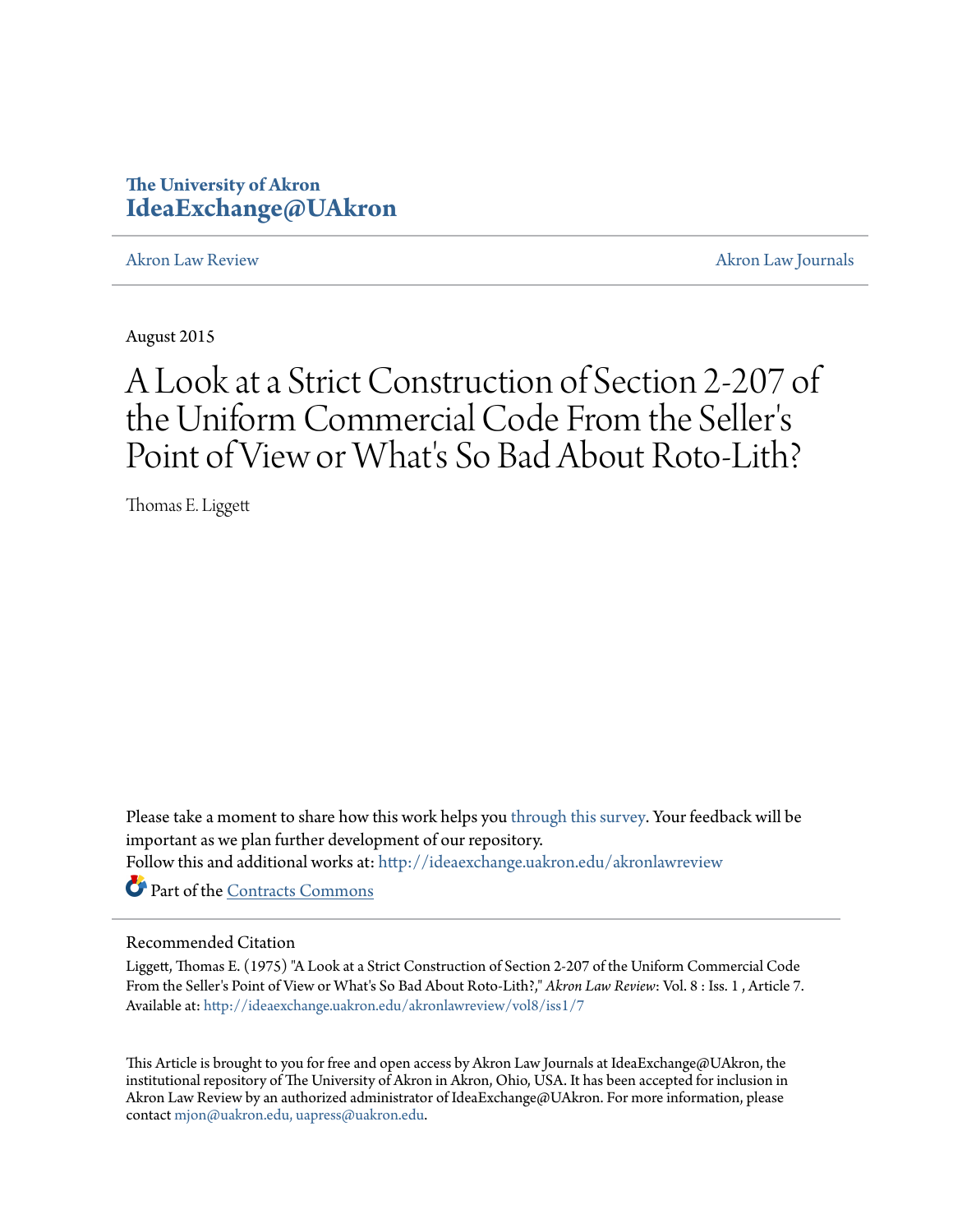The University of Akron
**IdeaExchange@UAkron**

Akron Law Review | Akron Law Journals

August 2015

# A Look at a Strict Construction of Section 2-207 of the Uniform Commercial Code From the Seller's Point of View or What's So Bad About Roto-Lith?

Thomas E. Liggett

Please take a moment to share how this work helps you through this survey. Your feedback will be important as we plan further development of our repository.

Follow this and additional works at: http://ideaexchange.uakron.edu/akronlawreview

Part of the Contracts Commons

## Recommended Citation

Liggett, Thomas E. (1975) "A Look at a Strict Construction of Section 2-207 of the Uniform Commercial Code From the Seller's Point of View or What's So Bad About Roto-Lith?," *Akron Law Review*: Vol. 8 : Iss. 1 , Article 7.
Available at: http://ideaexchange.uakron.edu/akronlawreview/vol8/iss1/7

This Article is brought to you for free and open access by Akron Law Journals at IdeaExchange@UAkron, the institutional repository of The University of Akron in Akron, Ohio, USA. It has been accepted for inclusion in Akron Law Review by an authorized administrator of IdeaExchange@UAkron. For more information, please contact mjon@uakron.edu, uapress@uakron.edu.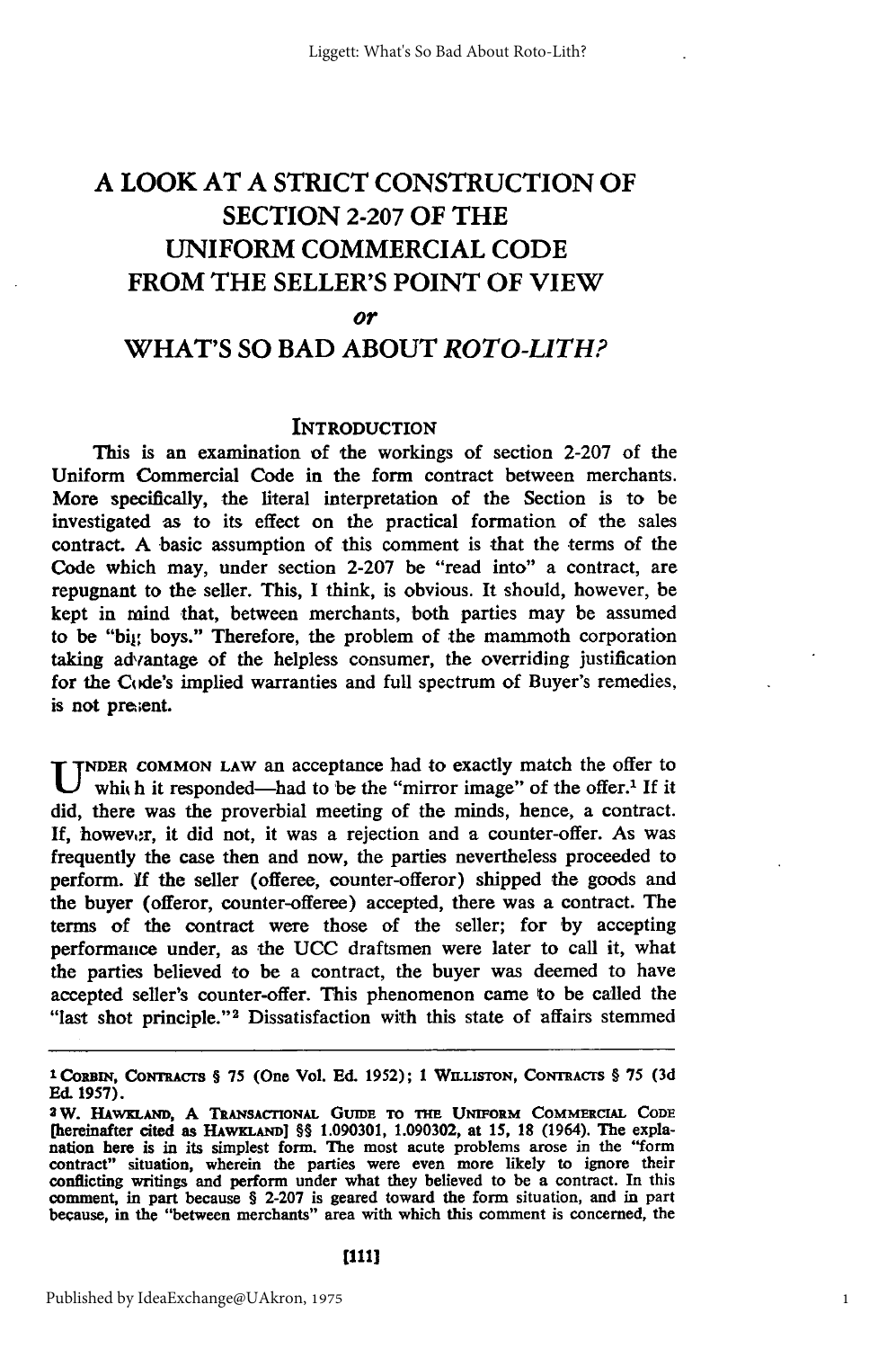# A LOOK AT A STRICT CONSTRUCTION OF SECTION 2-207 OF THE UNIFORM COMMERCIAL CODE FROM THE SELLER'S POINT OF VIEW

*or*

# WHAT'S SO BAD ABOUT *ROTO-LITH?*

## INTRODUCTION

This is an examination of the workings of section 2-207 of the Uniform Commercial Code in the form contract between merchants. More specifically, the literal interpretation of the Section is to be investigated as to its effect on the practical formation of the sales contract. A basic assumption of this comment is that the terms of the Code which may, under section 2-207 be "read into" a contract, are repugnant to the seller. This, I think, is obvious. It should, however, be kept in mind that, between merchants, both parties may be assumed to be "big boys." Therefore, the problem of the mammoth corporation taking advantage of the helpless consumer, the overriding justification for the Code's implied warranties and full spectrum of Buyer's remedies, is not present.

UNDER COMMON LAW an acceptance had to exactly match the offer to which it responded—had to be the "mirror image" of the offer.[1] If it did, there was the proverbial meeting of the minds, hence, a contract. If, however, it did not, it was a rejection and a counter-offer. As was frequently the case then and now, the parties nevertheless proceeded to perform. If the seller (offeree, counter-offeror) shipped the goods and the buyer (offeror, counter-offeree) accepted, there was a contract. The terms of the contract were those of the seller; for by accepting performance under, as the UCC draftsmen were later to call it, what the parties believed to be a contract, the buyer was deemed to have accepted seller's counter-offer. This phenomenon came to be called the "last shot principle."[2] Dissatisfaction with this state of affairs stemmed

---

[1] CORBIN, CONTRACTS § 75 (One Vol. Ed. 1952); 1 WILLISTON, CONTRACTS § 75 (3d Ed. 1957).

[2] W. HAWKLAND, A TRANSACTIONAL GUIDE TO THE UNIFORM COMMERCIAL CODE [hereinafter cited as HAWKLAND] §§ 1.090301, 1.090302, at 15, 18 (1964). The explanation here is in its simplest form. The most acute problems arose in the "form contract" situation, wherein the parties were even more likely to ignore their conflicting writings and perform under what they believed to be a contract. In this comment, in part because § 2-207 is geared toward the form situation, and in part because, in the "between merchants" area with which this comment is concerned, the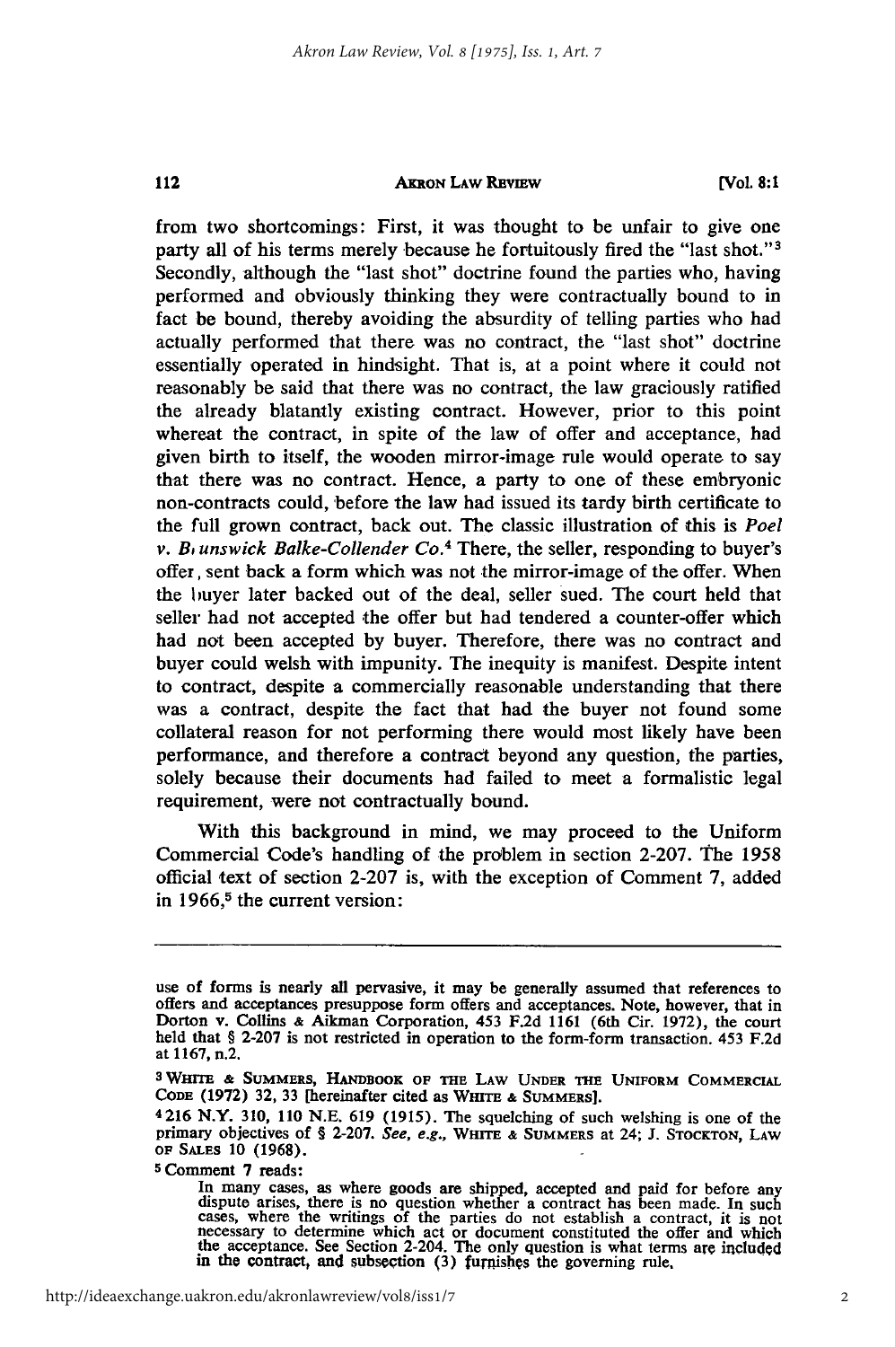from two shortcomings: First, it was thought to be unfair to give one party all of his terms merely because he fortuitously fired the "last shot."[3] Secondly, although the "last shot" doctrine found the parties who, having performed and obviously thinking they were contractually bound to in fact be bound, thereby avoiding the absurdity of telling parties who had actually performed that there was no contract, the "last shot" doctrine essentially operated in hindsight. That is, at a point where it could not reasonably be said that there was no contract, the law graciously ratified the already blatantly existing contract. However, prior to this point whereat the contract, in spite of the law of offer and acceptance, had given birth to itself, the wooden mirror-image rule would operate to say that there was no contract. Hence, a party to one of these embryonic non-contracts could, before the law had issued its tardy birth certificate to the full grown contract, back out. The classic illustration of this is *Poel v. Brunswick Balke-Collender Co.*[4] There, the seller, responding to buyer's offer, sent back a form which was not the mirror-image of the offer. When the buyer later backed out of the deal, seller sued. The court held that seller had not accepted the offer but had tendered a counter-offer which had not been accepted by buyer. Therefore, there was no contract and buyer could welsh with impunity. The inequity is manifest. Despite intent to contract, despite a commercially reasonable understanding that there was a contract, despite the fact that had the buyer not found some collateral reason for not performing there would most likely have been performance, and therefore a contract beyond any question, the parties, solely because their documents had failed to meet a formalistic legal requirement, were not contractually bound.

With this background in mind, we may proceed to the Uniform Commercial Code's handling of the problem in section 2-207. The 1958 official text of section 2-207 is, with the exception of Comment 7, added in 1966,[5] the current version:

---

use of forms is nearly all pervasive, it may be generally assumed that references to offers and acceptances presuppose form offers and acceptances. Note, however, that in Dorton v. Collins & Aikman Corporation, 453 F.2d 1161 (6th Cir. 1972), the court held that § 2-207 is not restricted in operation to the form-form transaction. 453 F.2d at 1167, n.2.

[3] WHITE & SUMMERS, HANDBOOK OF THE LAW UNDER THE UNIFORM COMMERCIAL CODE (1972) 32, 33 [hereinafter cited as WHITE & SUMMERS].

[4] 216 N.Y. 310, 110 N.E. 619 (1915). The squelching of such welshing is one of the primary objectives of § 2-207. *See, e.g.*, WHITE & SUMMERS at 24; J. STOCKTON, LAW OF SALES 10 (1968).

[5] Comment 7 reads:

> In many cases, as where goods are shipped, accepted and paid for before any dispute arises, there is no question whether a contract has been made. In such cases, where the writings of the parties do not establish a contract, it is not necessary to determine which act or document constituted the offer and which the acceptance. See Section 2-204. The only question is what terms are included in the contract, and subsection (3) furnishes the governing rule.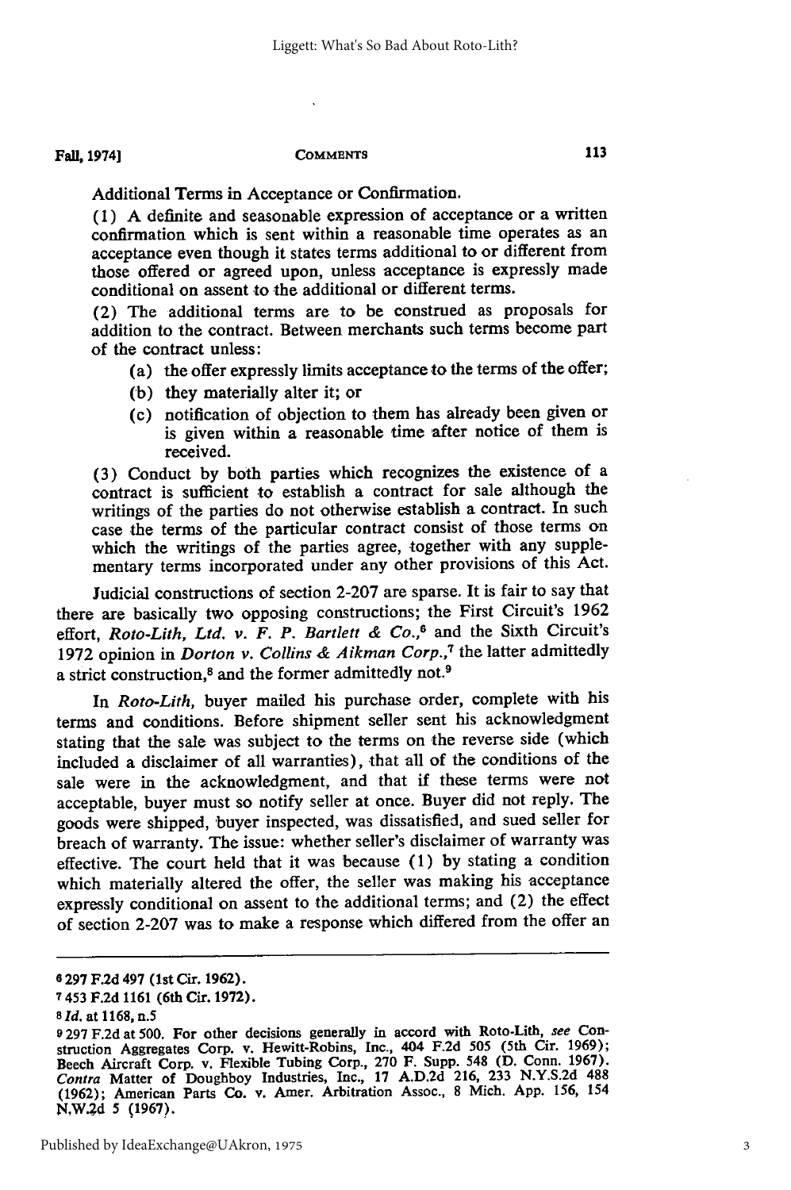Additional Terms in Acceptance or Confirmation.

(1) A definite and seasonable expression of acceptance or a written confirmation which is sent within a reasonable time operates as an acceptance even though it states terms additional to or different from those offered or agreed upon, unless acceptance is expressly made conditional on assent to the additional or different terms.

(2) The additional terms are to be construed as proposals for addition to the contract. Between merchants such terms become part of the contract unless:

- (a) the offer expressly limits acceptance to the terms of the offer;
- (b) they materially alter it; or
- (c) notification of objection to them has already been given or is given within a reasonable time after notice of them is received.

(3) Conduct by both parties which recognizes the existence of a contract is sufficient to establish a contract for sale although the writings of the parties do not otherwise establish a contract. In such case the terms of the particular contract consist of those terms on which the writings of the parties agree, together with any supplementary terms incorporated under any other provisions of this Act.

Judicial constructions of section 2-207 are sparse. It is fair to say that there are basically two opposing constructions; the First Circuit's 1962 effort, *Roto-Lith, Ltd. v. F. P. Bartlett & Co.*,[6] and the Sixth Circuit's 1972 opinion in *Dorton v. Collins & Aikman Corp.*,[7] the latter admittedly a strict construction,[8] and the former admittedly not.[9]

In *Roto-Lith*, buyer mailed his purchase order, complete with his terms and conditions. Before shipment seller sent his acknowledgment stating that the sale was subject to the terms on the reverse side (which included a disclaimer of all warranties), that all of the conditions of the sale were in the acknowledgment, and that if these terms were not acceptable, buyer must so notify seller at once. Buyer did not reply. The goods were shipped, buyer inspected, was dissatisfied, and sued seller for breach of warranty. The issue: whether seller's disclaimer of warranty was effective. The court held that it was because (1) by stating a condition which materially altered the offer, the seller was making his acceptance expressly conditional on assent to the additional terms; and (2) the effect of section 2-207 was to make a response which differed from the offer an

---

[6] 297 F.2d 497 (1st Cir. 1962).

[7] 453 F.2d 1161 (6th Cir. 1972).

[8] *Id.* at 1168, n.5

[9] 297 F.2d at 500. For other decisions generally in accord with Roto-Lith, *see* Construction Aggregates Corp. v. Hewitt-Robins, Inc., 404 F.2d 505 (5th Cir. 1969); Beech Aircraft Corp. v. Flexible Tubing Corp., 270 F. Supp. 548 (D. Conn. 1967). *Contra* Matter of Doughboy Industries, Inc., 17 A.D.2d 216, 233 N.Y.S.2d 488 (1962); American Parts Co. v. Amer. Arbitration Assoc., 8 Mich. App. 156, 154 N.W.2d 5 (1967).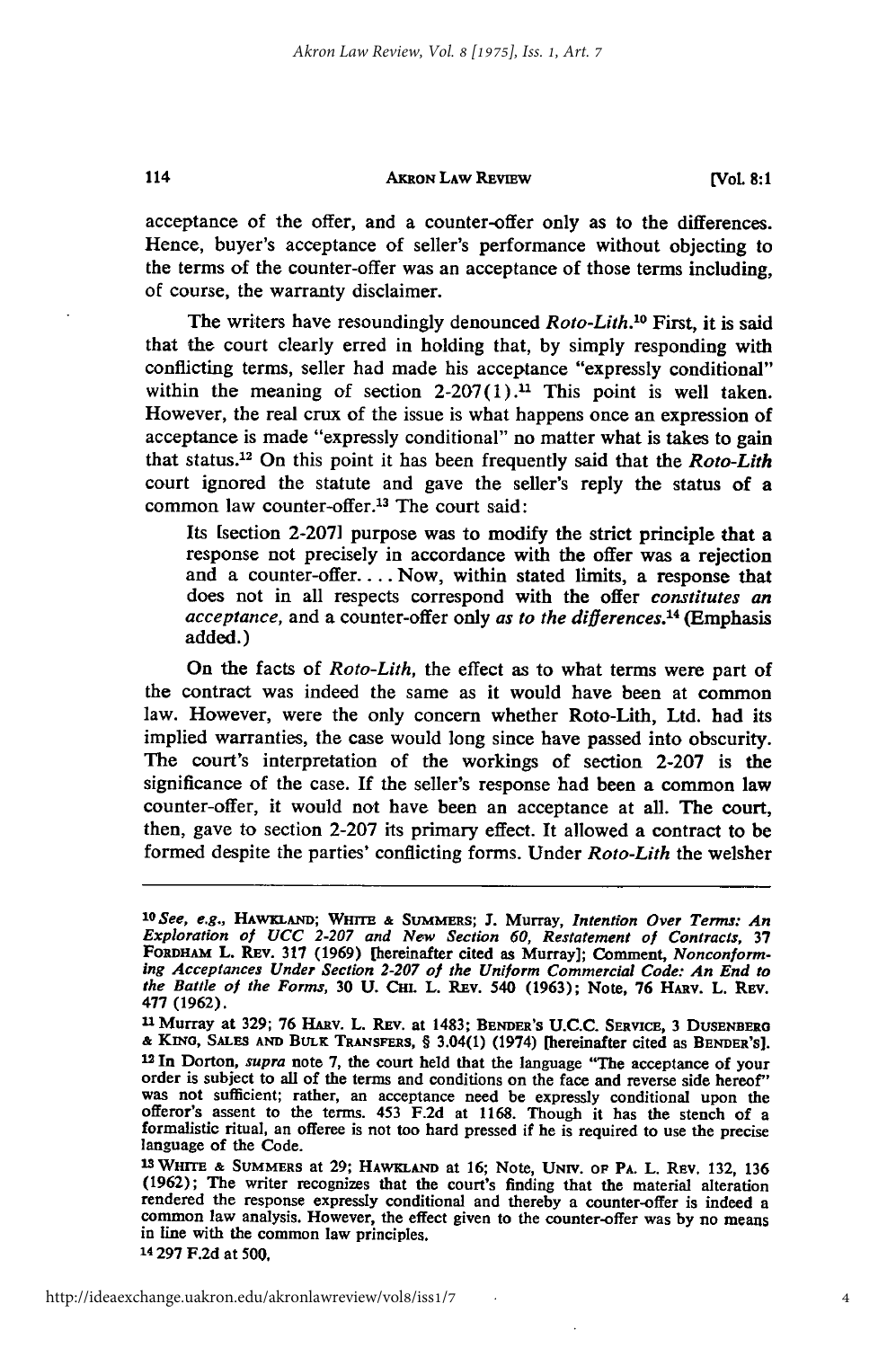acceptance of the offer, and a counter-offer only as to the differences. Hence, buyer's acceptance of seller's performance without objecting to the terms of the counter-offer was an acceptance of those terms including, of course, the warranty disclaimer.

The writers have resoundingly denounced *Roto-Lith*.[10] First, it is said that the court clearly erred in holding that, by simply responding with conflicting terms, seller had made his acceptance "expressly conditional" within the meaning of section 2-207(1).[11] This point is well taken. However, the real crux of the issue is what happens once an expression of acceptance is made "expressly conditional" no matter what is takes to gain that status.[12] On this point it has been frequently said that the *Roto-Lith* court ignored the statute and gave the seller's reply the status of a common law counter-offer.[13] The court said:

> Its [section 2-207] purpose was to modify the strict principle that a response not precisely in accordance with the offer was a rejection and a counter-offer. . . . Now, within stated limits, a response that does not in all respects correspond with the offer *constitutes an acceptance*, and a counter-offer only *as to the differences*.[14] (Emphasis added.)

On the facts of *Roto-Lith*, the effect as to what terms were part of the contract was indeed the same as it would have been at common law. However, were the only concern whether Roto-Lith, Ltd. had its implied warranties, the case would long since have passed into obscurity. The court's interpretation of the workings of section 2-207 is the significance of the case. If the seller's response had been a common law counter-offer, it would not have been an acceptance at all. The court, then, gave to section 2-207 its primary effect. It allowed a contract to be formed despite the parties' conflicting forms. Under *Roto-Lith* the welsher

---

[10] *See, e.g.*, HAWKLAND; WHITE & SUMMERS; J. Murray, *Intention Over Terms: An Exploration of UCC 2-207 and New Section 60, Restatement of Contracts*, 37 FORDHAM L. REV. 317 (1969) [hereinafter cited as Murray]; Comment, *Nonconforming Acceptances Under Section 2-207 of the Uniform Commercial Code: An End to the Battle of the Forms*, 30 U. CHI. L. REV. 540 (1963); Note, 76 HARV. L. REV. 477 (1962).

[11] Murray at 329; 76 HARV. L. REV. at 1483; BENDER'S U.C.C. SERVICE, 3 DUSENBERG & KING, SALES AND BULK TRANSFERS, § 3.04(1) (1974) [hereinafter cited as BENDER'S].

[12] In Dorton, *supra* note 7, the court held that the language "The acceptance of your order is subject to all of the terms and conditions on the face and reverse side hereof" was not sufficient; rather, an acceptance need be expressly conditional upon the offeror's assent to the terms. 453 F.2d at 1168. Though it has the stench of a formalistic ritual, an offeree is not too hard pressed if he is required to use the precise language of the Code.

[13] WHITE & SUMMERS at 29; HAWKLAND at 16; Note, UNIV. OF PA. L. REV. 132, 136 (1962); The writer recognizes that the court's finding that the material alteration rendered the response expressly conditional and thereby a counter-offer is indeed a common law analysis. However, the effect given to the counter-offer was by no means in line with the common law principles.

[14] 297 F.2d at 500.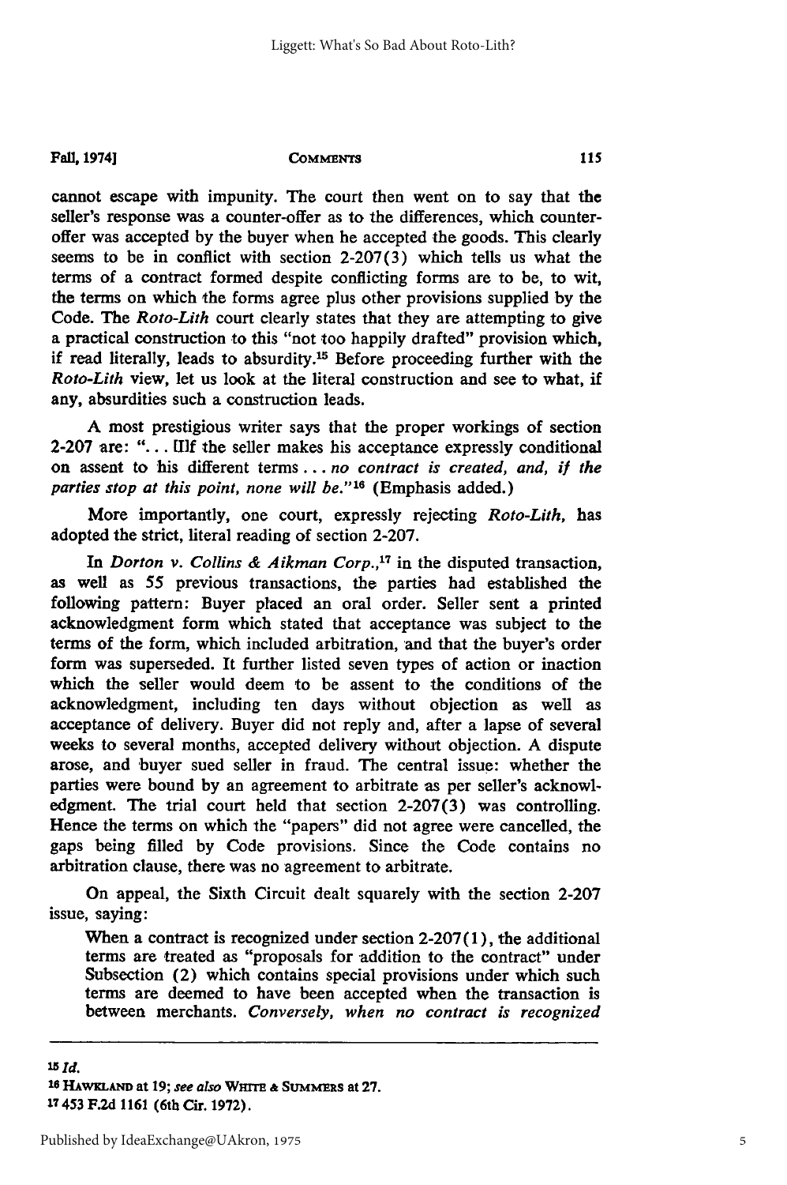cannot escape with impunity. The court then went on to say that the seller's response was a counter-offer as to the differences, which counter-offer was accepted by the buyer when he accepted the goods. This clearly seems to be in conflict with section 2-207(3) which tells us what the terms of a contract formed despite conflicting forms are to be, to wit, the terms on which the forms agree plus other provisions supplied by the Code. The *Roto-Lith* court clearly states that they are attempting to give a practical construction to this "not too happily drafted" provision which, if read literally, leads to absurdity.[15] Before proceeding further with the *Roto-Lith* view, let us look at the literal construction and see to what, if any, absurdities such a construction leads.

A most prestigious writer says that the proper workings of section 2-207 are: ". . . [I]f the seller makes his acceptance expressly conditional on assent to his different terms . . . *no contract is created, and, if the parties stop at this point, none will be.*"[16] (Emphasis added.)

More importantly, one court, expressly rejecting *Roto-Lith*, has adopted the strict, literal reading of section 2-207.

In *Dorton v. Collins & Aikman Corp.*,[17] in the disputed transaction, as well as 55 previous transactions, the parties had established the following pattern: Buyer placed an oral order. Seller sent a printed acknowledgment form which stated that acceptance was subject to the terms of the form, which included arbitration, and that the buyer's order form was superseded. It further listed seven types of action or inaction which the seller would deem to be assent to the conditions of the acknowledgment, including ten days without objection as well as acceptance of delivery. Buyer did not reply and, after a lapse of several weeks to several months, accepted delivery without objection. A dispute arose, and buyer sued seller in fraud. The central issue: whether the parties were bound by an agreement to arbitrate as per seller's acknowledgment. The trial court held that section 2-207(3) was controlling. Hence the terms on which the "papers" did not agree were cancelled, the gaps being filled by Code provisions. Since the Code contains no arbitration clause, there was no agreement to arbitrate.

On appeal, the Sixth Circuit dealt squarely with the section 2-207 issue, saying:

> When a contract is recognized under section 2-207(1), the additional terms are treated as "proposals for addition to the contract" under Subsection (2) which contains special provisions under which such terms are deemed to have been accepted when the transaction is between merchants. *Conversely, when no contract is recognized*

---

[15] *Id.*

[16] HAWKLAND at 19; *see also* WHITE & SUMMERS at 27.

[17] 453 F.2d 1161 (6th Cir. 1972).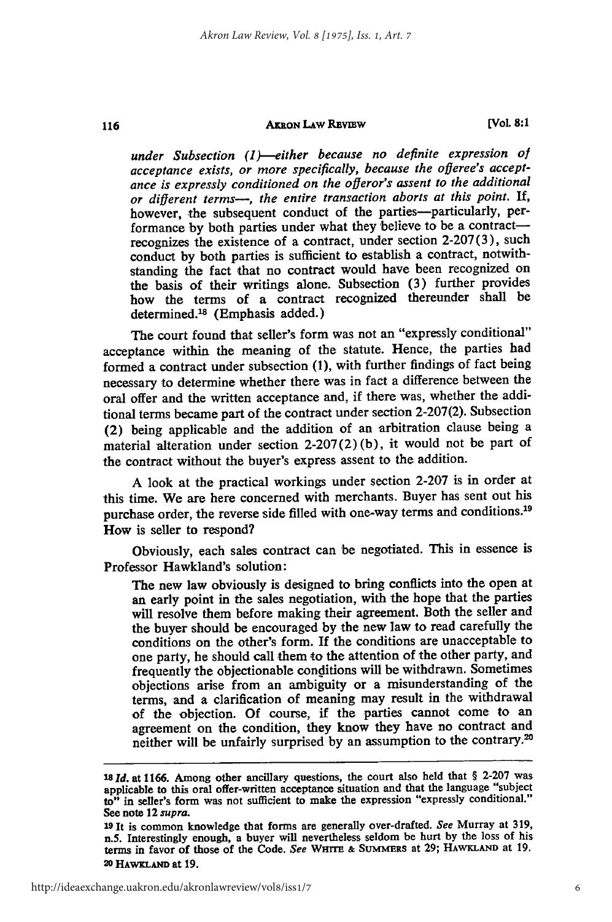*under Subsection (1)—either because no definite expression of acceptance exists, or more specifically, because the offeree's acceptance is expressly conditioned on the offeror's assent to the additional or different terms—, the entire transaction aborts at this point.* If, however, the subsequent conduct of the parties—particularly, performance by both parties under what they believe to be a contract—recognizes the existence of a contract, under section 2-207(3), such conduct by both parties is sufficient to establish a contract, notwithstanding the fact that no contract would have been recognized on the basis of their writings alone. Subsection (3) further provides how the terms of a contract recognized thereunder shall be determined.[18] (Emphasis added.)

The court found that seller's form was not an "expressly conditional" acceptance within the meaning of the statute. Hence, the parties had formed a contract under subsection (1), with further findings of fact being necessary to determine whether there was in fact a difference between the oral offer and the written acceptance and, if there was, whether the additional terms became part of the contract under section 2-207(2). Subsection (2) being applicable and the addition of an arbitration clause being a material alteration under section 2-207(2)(b), it would not be part of the contract without the buyer's express assent to the addition.

A look at the practical workings under section 2-207 is in order at this time. We are here concerned with merchants. Buyer has sent out his purchase order, the reverse side filled with one-way terms and conditions.[19] How is seller to respond?

Obviously, each sales contract can be negotiated. This in essence is Professor Hawkland's solution:

> The new law obviously is designed to bring conflicts into the open at an early point in the sales negotiation, with the hope that the parties will resolve them before making their agreement. Both the seller and the buyer should be encouraged by the new law to read carefully the conditions on the other's form. If the conditions are unacceptable to one party, he should call them to the attention of the other party, and frequently the objectionable conditions will be withdrawn. Sometimes objections arise from an ambiguity or a misunderstanding of the terms, and a clarification of meaning may result in the withdrawal of the objection. Of course, if the parties cannot come to an agreement on the condition, they know they have no contract and neither will be unfairly surprised by an assumption to the contrary.[20]

---

[18] *Id.* at 1166. Among other ancillary questions, the court also held that § 2-207 was applicable to this oral offer-written acceptance situation and that the language "subject to" in seller's form was not sufficient to make the expression "expressly conditional." See note 12 *supra*.

[19] It is common knowledge that forms are generally over-drafted. *See* Murray at 319, n.5. Interestingly enough, a buyer will nevertheless seldom be hurt by the loss of his terms in favor of those of the Code. *See* WHITE & SUMMERS at 29; HAWKLAND at 19.

[20] HAWKLAND at 19.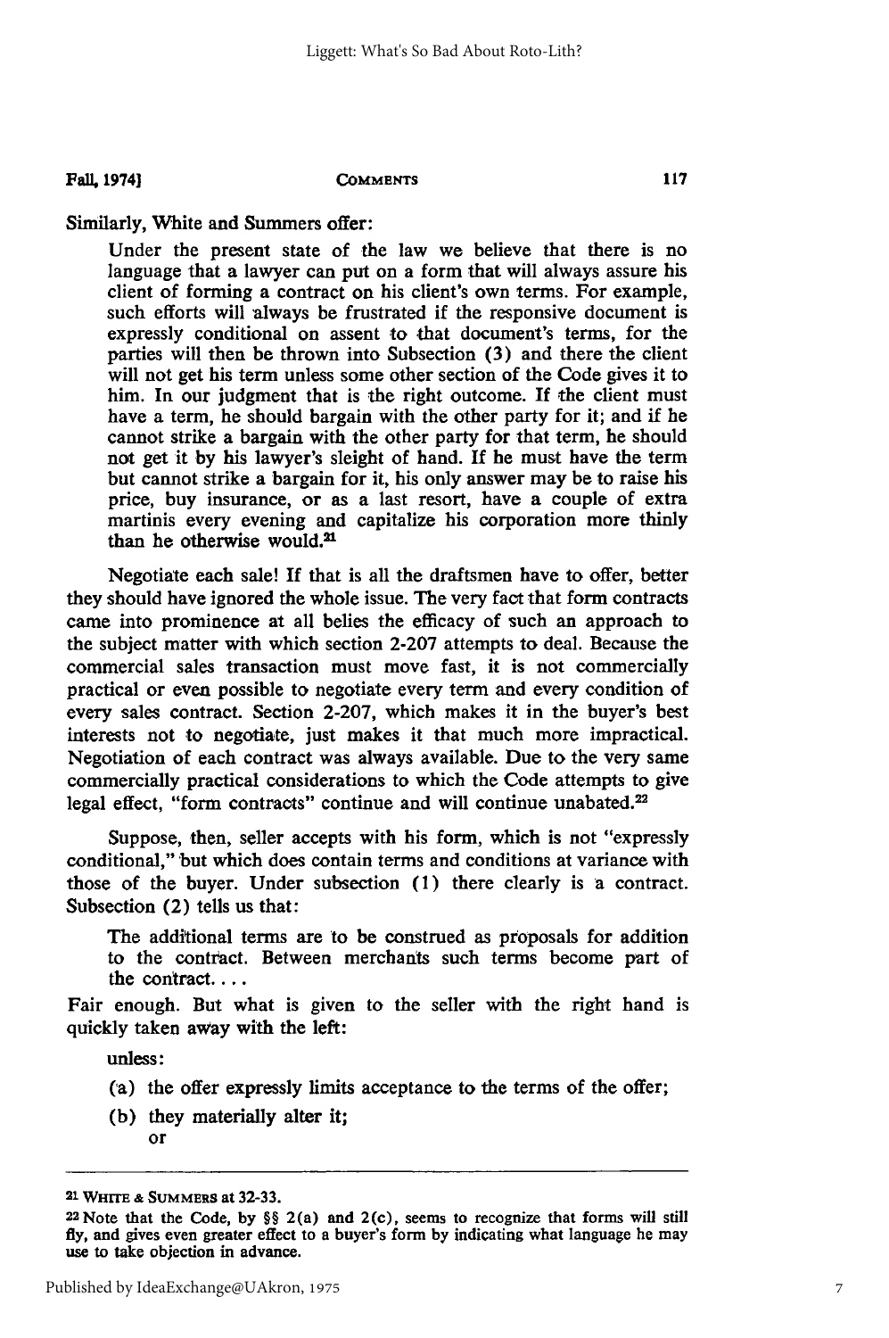Similarly, White and Summers offer:

> Under the present state of the law we believe that there is no language that a lawyer can put on a form that will always assure his client of forming a contract on his client's own terms. For example, such efforts will always be frustrated if the responsive document is expressly conditional on assent to that document's terms, for the parties will then be thrown into Subsection (3) and there the client will not get his term unless some other section of the Code gives it to him. In our judgment that is the right outcome. If the client must have a term, he should bargain with the other party for it; and if he cannot strike a bargain with the other party for that term, he should not get it by his lawyer's sleight of hand. If he must have the term but cannot strike a bargain for it, his only answer may be to raise his price, buy insurance, or as a last resort, have a couple of extra martinis every evening and capitalize his corporation more thinly than he otherwise would.[21]

Negotiate each sale! If that is all the draftsmen have to offer, better they should have ignored the whole issue. The very fact that form contracts came into prominence at all belies the efficacy of such an approach to the subject matter with which section 2-207 attempts to deal. Because the commercial sales transaction must move fast, it is not commercially practical or even possible to negotiate every term and every condition of every sales contract. Section 2-207, which makes it in the buyer's best interests not to negotiate, just makes it that much more impractical. Negotiation of each contract was always available. Due to the very same commercially practical considerations to which the Code attempts to give legal effect, "form contracts" continue and will continue unabated.[22]

Suppose, then, seller accepts with his form, which is not "expressly conditional," but which does contain terms and conditions at variance with those of the buyer. Under subsection (1) there clearly is a contract. Subsection (2) tells us that:

> The additional terms are to be construed as proposals for addition to the contract. Between merchants such terms become part of the contract. . . .

Fair enough. But what is given to the seller with the right hand is quickly taken away with the left:

> unless:
>
> (a) the offer expressly limits acceptance to the terms of the offer;
>
> (b) they materially alter it;
>
> or

---

[21] WHITE & SUMMERS at 32-33.

[22] Note that the Code, by §§ 2(a) and 2(c), seems to recognize that forms will still fly, and gives even greater effect to a buyer's form by indicating what language he may use to take objection in advance.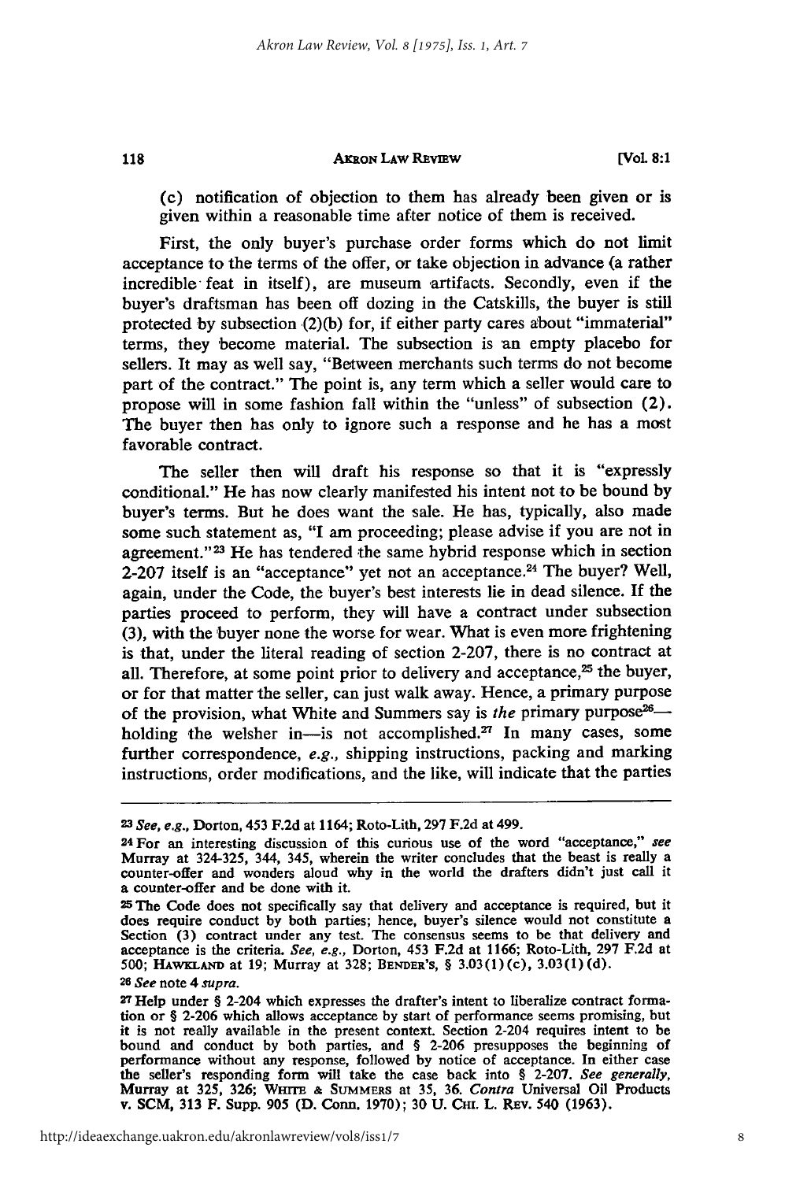(c) notification of objection to them has already been given or is given within a reasonable time after notice of them is received.

First, the only buyer's purchase order forms which do not limit acceptance to the terms of the offer, or take objection in advance (a rather incredible feat in itself), are museum artifacts. Secondly, even if the buyer's draftsman has been off dozing in the Catskills, the buyer is still protected by subsection (2)(b) for, if either party cares about "immaterial" terms, they become material. The subsection is an empty placebo for sellers. It may as well say, "Between merchants such terms do not become part of the contract." The point is, any term which a seller would care to propose will in some fashion fall within the "unless" of subsection (2). The buyer then has only to ignore such a response and he has a most favorable contract.

The seller then will draft his response so that it is "expressly conditional." He has now clearly manifested his intent not to be bound by buyer's terms. But he does want the sale. He has, typically, also made some such statement as, "I am proceeding; please advise if you are not in agreement."[23] He has tendered the same hybrid response which in section 2-207 itself is an "acceptance" yet not an acceptance.[24] The buyer? Well, again, under the Code, the buyer's best interests lie in dead silence. If the parties proceed to perform, they will have a contract under subsection (3), with the buyer none the worse for wear. What is even more frightening is that, under the literal reading of section 2-207, there is no contract at all. Therefore, at some point prior to delivery and acceptance,[25] the buyer, or for that matter the seller, can just walk away. Hence, a primary purpose of the provision, what White and Summers say is *the* primary purpose[26]—holding the welsher in—is not accomplished.[27] In many cases, some further correspondence, *e.g.*, shipping instructions, packing and marking instructions, order modifications, and the like, will indicate that the parties

---

[23] *See, e.g.*, Dorton, 453 F.2d at 1164; Roto-Lith, 297 F.2d at 499.

[24] For an interesting discussion of this curious use of the word "acceptance," *see* Murray at 324-325, 344, 345, wherein the writer concludes that the beast is really a counter-offer and wonders aloud why in the world the drafters didn't just call it a counter-offer and be done with it.

[25] The Code does not specifically say that delivery and acceptance is required, but it does require conduct by both parties; hence, buyer's silence would not constitute a Section (3) contract under any test. The consensus seems to be that delivery and acceptance is the criteria. *See, e.g.*, Dorton, 453 F.2d at 1166; Roto-Lith, 297 F.2d at 500; HAWKLAND at 19; Murray at 328; BENDER'S, § 3.03(1)(c), 3.03(1)(d).

[26] *See* note 4 *supra*.

[27] Help under § 2-204 which expresses the drafter's intent to liberalize contract formation or § 2-206 which allows acceptance by start of performance seems promising, but it is not really available in the present context. Section 2-204 requires intent to be bound and conduct by both parties, and § 2-206 presupposes the beginning of performance without any response, followed by notice of acceptance. In either case the seller's responding form will take the case back into § 2-207. *See generally*, Murray at 325, 326; WHITE & SUMMERS at 35, 36. *Contra* Universal Oil Products v. SCM, 313 F. Supp. 905 (D. Conn. 1970); 30 U. CHI. L. REV. 540 (1963).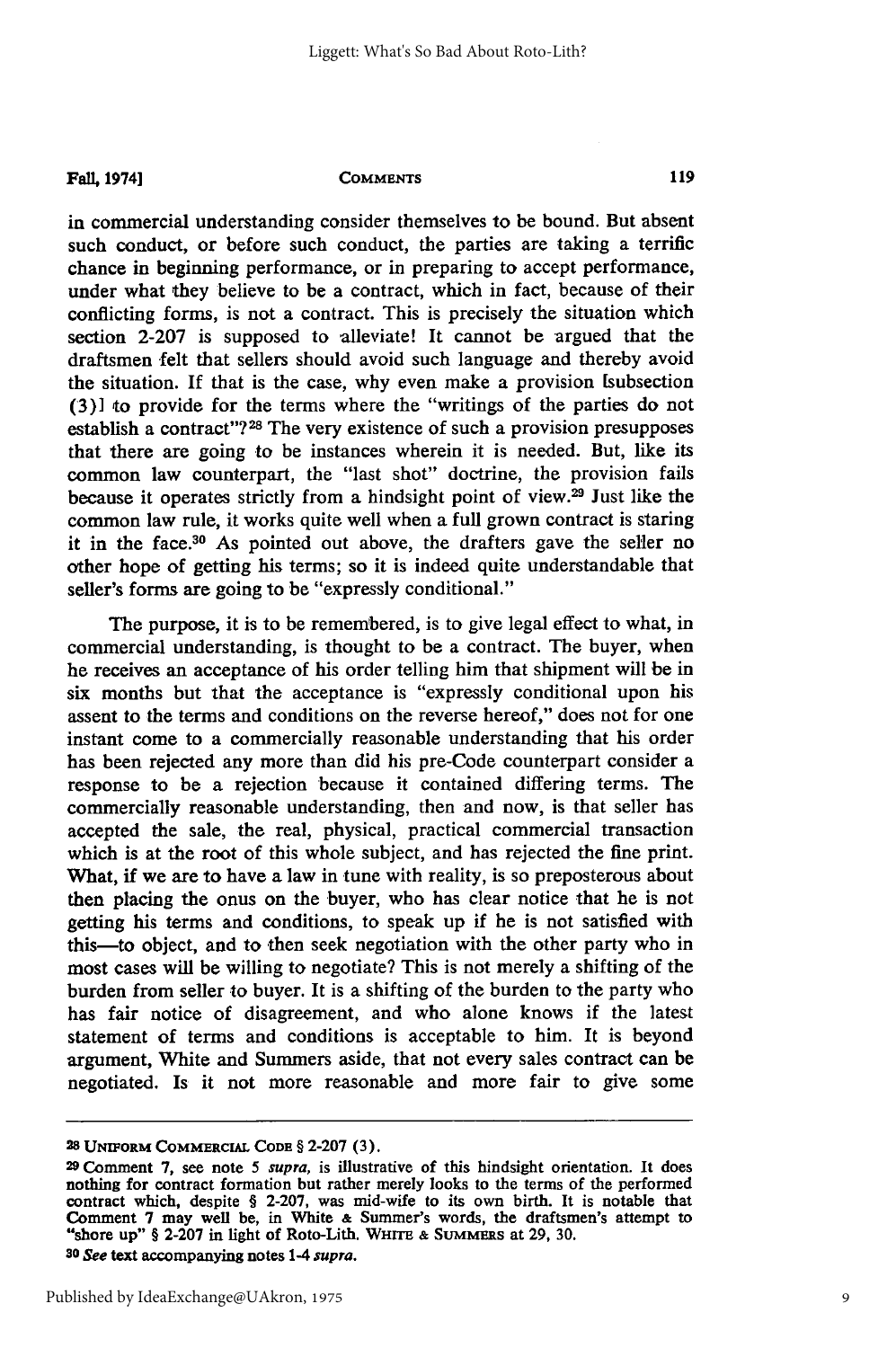in commercial understanding consider themselves to be bound. But absent such conduct, or before such conduct, the parties are taking a terrific chance in beginning performance, or in preparing to accept performance, under what they believe to be a contract, which in fact, because of their conflicting forms, is not a contract. This is precisely the situation which section 2-207 is supposed to alleviate! It cannot be argued that the draftsmen felt that sellers should avoid such language and thereby avoid the situation. If that is the case, why even make a provision [subsection (3)] to provide for the terms where the "writings of the parties do not establish a contract"?[28] The very existence of such a provision presupposes that there are going to be instances wherein it is needed. But, like its common law counterpart, the "last shot" doctrine, the provision fails because it operates strictly from a hindsight point of view.[29] Just like the common law rule, it works quite well when a full grown contract is staring it in the face.[30] As pointed out above, the drafters gave the seller no other hope of getting his terms; so it is indeed quite understandable that seller's forms are going to be "expressly conditional."

The purpose, it is to be remembered, is to give legal effect to what, in commercial understanding, is thought to be a contract. The buyer, when he receives an acceptance of his order telling him that shipment will be in six months but that the acceptance is "expressly conditional upon his assent to the terms and conditions on the reverse hereof," does not for one instant come to a commercially reasonable understanding that his order has been rejected any more than did his pre-Code counterpart consider a response to be a rejection because it contained differing terms. The commercially reasonable understanding, then and now, is that seller has accepted the sale, the real, physical, practical commercial transaction which is at the root of this whole subject, and has rejected the fine print. What, if we are to have a law in tune with reality, is so preposterous about then placing the onus on the buyer, who has clear notice that he is not getting his terms and conditions, to speak up if he is not satisfied with this—to object, and to then seek negotiation with the other party who in most cases will be willing to negotiate? This is not merely a shifting of the burden from seller to buyer. It is a shifting of the burden to the party who has fair notice of disagreement, and who alone knows if the latest statement of terms and conditions is acceptable to him. It is beyond argument, White and Summers aside, that not every sales contract can be negotiated. Is it not more reasonable and more fair to give some

---

[28] UNIFORM COMMERCIAL CODE § 2-207 (3).

[29] Comment 7, see note 5 *supra*, is illustrative of this hindsight orientation. It does nothing for contract formation but rather merely looks to the terms of the performed contract which, despite § 2-207, was mid-wife to its own birth. It is notable that Comment 7 may well be, in White & Summer's words, the draftsmen's attempt to "shore up" § 2-207 in light of Roto-Lith. WHITE & SUMMERS at 29, 30.

[30] *See* text accompanying notes 1-4 *supra*.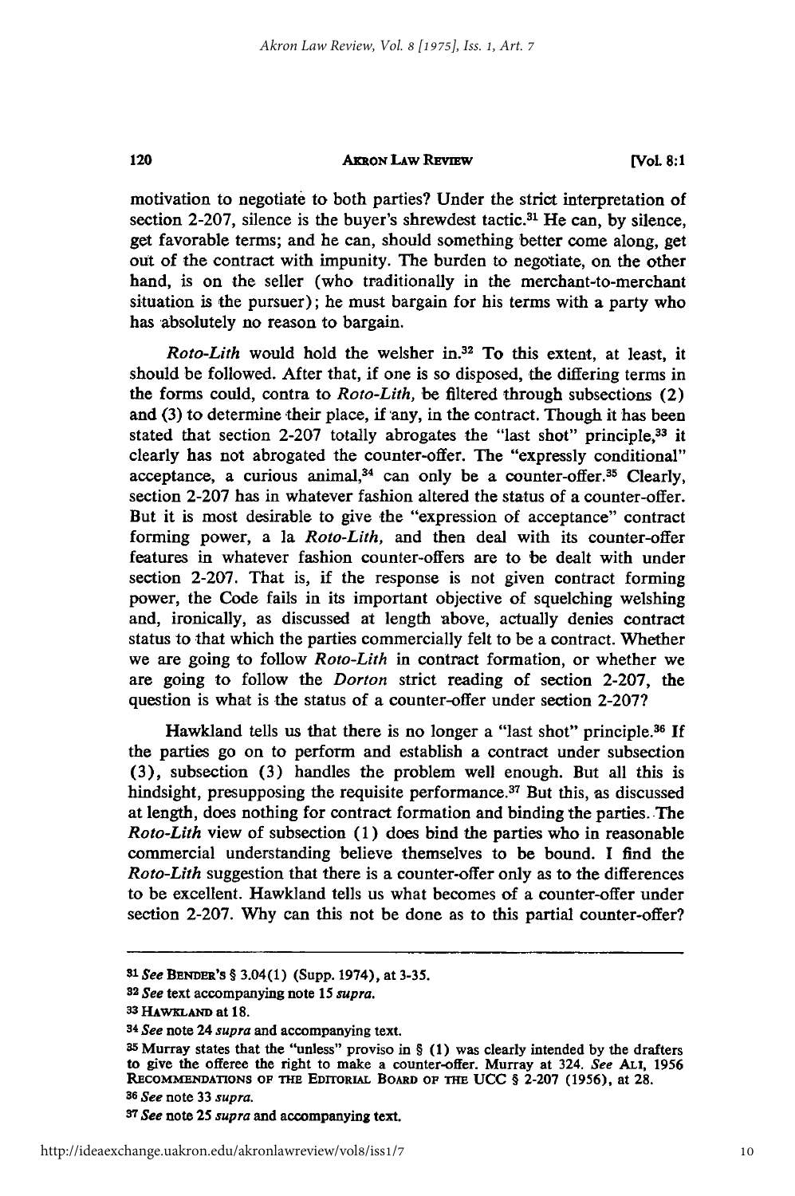motivation to negotiate to both parties? Under the strict interpretation of section 2-207, silence is the buyer's shrewdest tactic.[31] He can, by silence, get favorable terms; and he can, should something better come along, get out of the contract with impunity. The burden to negotiate, on the other hand, is on the seller (who traditionally in the merchant-to-merchant situation is the pursuer); he must bargain for his terms with a party who has absolutely no reason to bargain.

*Roto-Lith* would hold the welsher in.[32] To this extent, at least, it should be followed. After that, if one is so disposed, the differing terms in the forms could, contra to *Roto-Lith,* be filtered through subsections (2) and (3) to determine their place, if any, in the contract. Though it has been stated that section 2-207 totally abrogates the "last shot" principle,[33] it clearly has not abrogated the counter-offer. The "expressly conditional" acceptance, a curious animal,[34] can only be a counter-offer.[35] Clearly, section 2-207 has in whatever fashion altered the status of a counter-offer. But it is most desirable to give the "expression of acceptance" contract forming power, a la *Roto-Lith,* and then deal with its counter-offer features in whatever fashion counter-offers are to be dealt with under section 2-207. That is, if the response is not given contract forming power, the Code fails in its important objective of squelching welshing and, ironically, as discussed at length above, actually denies contract status to that which the parties commercially felt to be a contract. Whether we are going to follow *Roto-Lith* in contract formation, or whether we are going to follow the *Dorton* strict reading of section 2-207, the question is what is the status of a counter-offer under section 2-207?

Hawkland tells us that there is no longer a "last shot" principle.[36] If the parties go on to perform and establish a contract under subsection (3), subsection (3) handles the problem well enough. But all this is hindsight, presupposing the requisite performance.[37] But this, as discussed at length, does nothing for contract formation and binding the parties. The *Roto-Lith* view of subsection (1) does bind the parties who in reasonable commercial understanding believe themselves to be bound. I find the *Roto-Lith* suggestion that there is a counter-offer only as to the differences to be excellent. Hawkland tells us what becomes of a counter-offer under section 2-207. Why can this not be done as to this partial counter-offer?

---

[31] *See* BENDER'S § 3.04(1) (Supp. 1974), at 3-35.

[32] *See* text accompanying note 15 *supra.*

[33] HAWKLAND at 18.

[34] *See* note 24 *supra* and accompanying text.

[35] Murray states that the "unless" proviso in § (1) was clearly intended by the drafters to give the offeree the right to make a counter-offer. Murray at 324. *See* ALI, 1956 RECOMMENDATIONS OF THE EDITORIAL BOARD OF THE UCC § 2-207 (1956), at 28.

[36] *See* note 33 *supra.*

[37] *See* note 25 *supra* and accompanying text.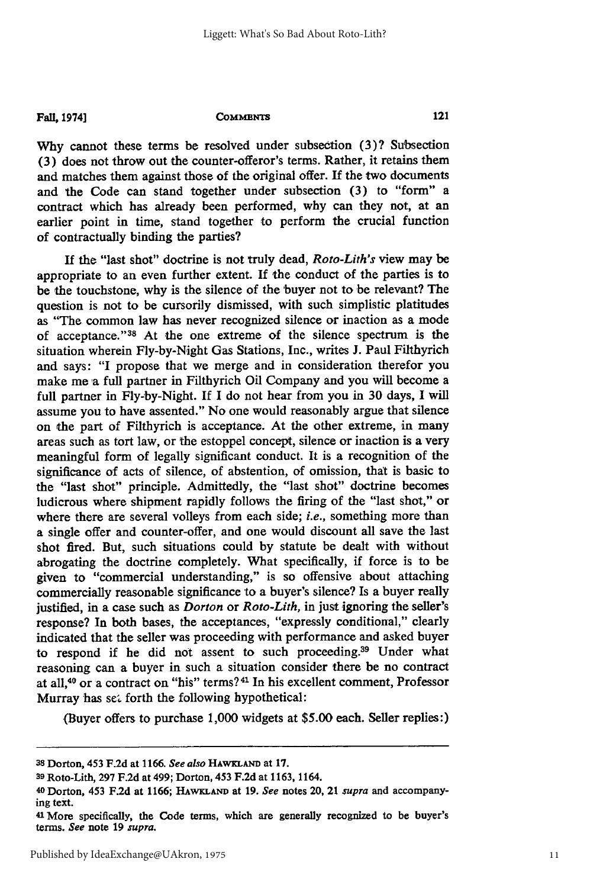Why cannot these terms be resolved under subsection (3)? Subsection (3) does not throw out the counter-offeror's terms. Rather, it retains them and matches them against those of the original offer. If the two documents and the Code can stand together under subsection (3) to "form" a contract which has already been performed, why can they not, at an earlier point in time, stand together to perform the crucial function of contractually binding the parties?

If the "last shot" doctrine is not truly dead, *Roto-Lith's* view may be appropriate to an even further extent. If the conduct of the parties is to be the touchstone, why is the silence of the buyer not to be relevant? The question is not to be cursorily dismissed, with such simplistic platitudes as "The common law has never recognized silence or inaction as a mode of acceptance."[38] At the one extreme of the silence spectrum is the situation wherein Fly-by-Night Gas Stations, Inc., writes J. Paul Filthyrich and says: "I propose that we merge and in consideration therefor you make me a full partner in Filthyrich Oil Company and you will become a full partner in Fly-by-Night. If I do not hear from you in 30 days, I will assume you to have assented." No one would reasonably argue that silence on the part of Filthyrich is acceptance. At the other extreme, in many areas such as tort law, or the estoppel concept, silence or inaction is a very meaningful form of legally significant conduct. It is a recognition of the significance of acts of silence, of abstention, of omission, that is basic to the "last shot" principle. Admittedly, the "last shot" doctrine becomes ludicrous where shipment rapidly follows the firing of the "last shot," or where there are several volleys from each side; *i.e.*, something more than a single offer and counter-offer, and one would discount all save the last shot fired. But, such situations could by statute be dealt with without abrogating the doctrine completely. What specifically, if force is to be given to "commercial understanding," is so offensive about attaching commercially reasonable significance to a buyer's silence? Is a buyer really justified, in a case such as *Dorton* or *Roto-Lith*, in just ignoring the seller's response? In both bases, the acceptances, "expressly conditional," clearly indicated that the seller was proceeding with performance and asked buyer to respond if he did not assent to such proceeding.[39] Under what reasoning can a buyer in such a situation consider there be no contract at all,[40] or a contract on "his" terms?[41] In his excellent comment, Professor Murray has set forth the following hypothetical:

(Buyer offers to purchase 1,000 widgets at $5.00 each. Seller replies:)

---

[38] Dorton, 453 F.2d at 1166. *See also* HAWKLAND at 17.

[39] Roto-Lith, 297 F.2d at 499; Dorton, 453 F.2d at 1163, 1164.

[40] Dorton, 453 F.2d at 1166; HAWKLAND at 19. *See* notes 20, 21 *supra* and accompanying text.

[41] More specifically, the Code terms, which are generally recognized to be buyer's terms. *See* note 19 *supra*.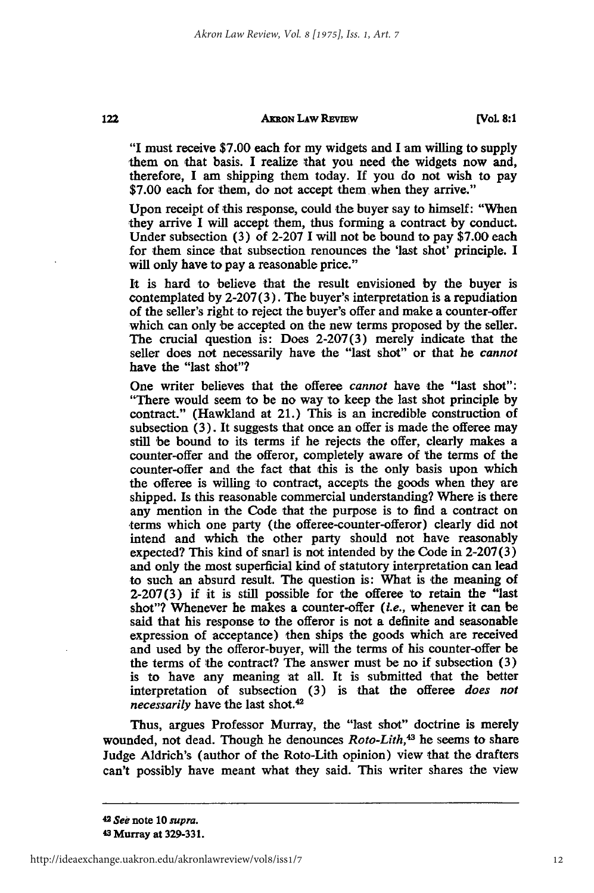"I must receive $7.00 each for my widgets and I am willing to supply them on that basis. I realize that you need the widgets now and, therefore, I am shipping them today. If you do not wish to pay $7.00 each for them, do not accept them when they arrive."

Upon receipt of this response, could the buyer say to himself: "When they arrive I will accept them, thus forming a contract by conduct. Under subsection (3) of 2-207 I will not be bound to pay $7.00 each for them since that subsection renounces the 'last shot' principle. I will only have to pay a reasonable price."

It is hard to believe that the result envisioned by the buyer is contemplated by 2-207(3). The buyer's interpretation is a repudiation of the seller's right to reject the buyer's offer and make a counter-offer which can only be accepted on the new terms proposed by the seller. The crucial question is: Does 2-207(3) merely indicate that the seller does not necessarily have the "last shot" or that he *cannot* have the "last shot"?

One writer believes that the offeree *cannot* have the "last shot": "There would seem to be no way to keep the last shot principle by contract." (Hawkland at 21.) This is an incredible construction of subsection (3). It suggests that once an offer is made the offeree may still be bound to its terms if he rejects the offer, clearly makes a counter-offer and the offeror, completely aware of the terms of the counter-offer and the fact that this is the only basis upon which the offeree is willing to contract, accepts the goods when they are shipped. Is this reasonable commercial understanding? Where is there any mention in the Code that the purpose is to find a contract on terms which one party (the offeree-counter-offeror) clearly did not intend and which the other party should not have reasonably expected? This kind of snarl is not intended by the Code in 2-207(3) and only the most superficial kind of statutory interpretation can lead to such an absurd result. The question is: What is the meaning of 2-207(3) if it is still possible for the offeree to retain the "last shot"? Whenever he makes a counter-offer (*i.e.*, whenever it can be said that his response to the offeror is not a definite and seasonable expression of acceptance) then ships the goods which are received and used by the offeror-buyer, will the terms of his counter-offer be the terms of the contract? The answer must be no if subsection (3) is to have any meaning at all. It is submitted that the better interpretation of subsection (3) is that the offeree *does not necessarily* have the last shot.[42]

Thus, argues Professor Murray, the "last shot" doctrine is merely wounded, not dead. Though he denounces *Roto-Lith*,[43] he seems to share Judge Aldrich's (author of the Roto-Lith opinion) view that the drafters can't possibly have meant what they said. This writer shares the view

---

[42] *See* note 10 *supra*.

[43] Murray at 329-331.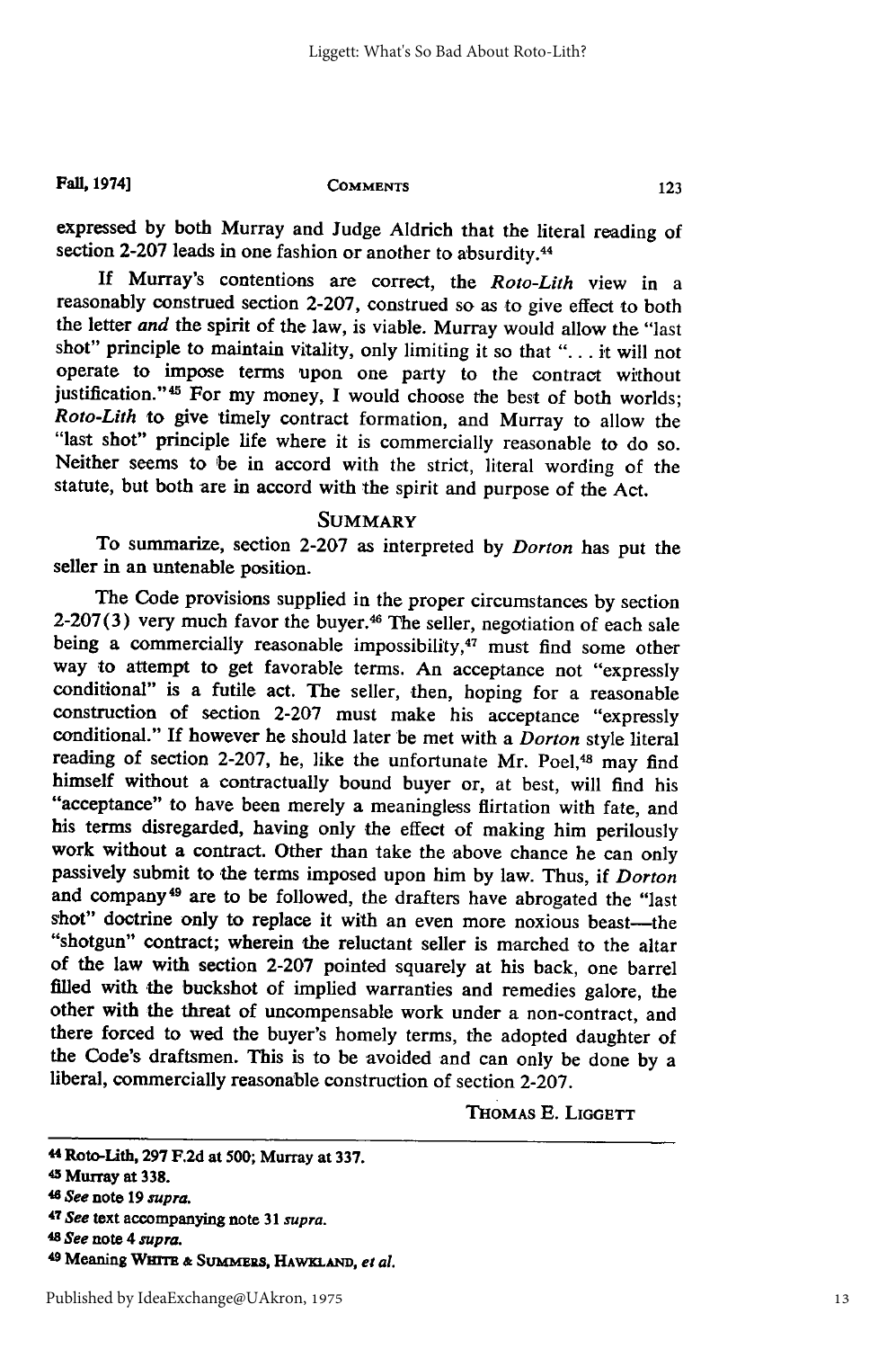expressed by both Murray and Judge Aldrich that the literal reading of section 2-207 leads in one fashion or another to absurdity.[44]

If Murray's contentions are correct, the *Roto-Lith* view in a reasonably construed section 2-207, construed so as to give effect to both the letter *and* the spirit of the law, is viable. Murray would allow the "last shot" principle to maintain vitality, only limiting it so that ". . . it will not operate to impose terms upon one party to the contract without justification."[45] For my money, I would choose the best of both worlds; *Roto-Lith* to give timely contract formation, and Murray to allow the "last shot" principle life where it is commercially reasonable to do so. Neither seems to be in accord with the strict, literal wording of the statute, but both are in accord with the spirit and purpose of the Act.

## SUMMARY

To summarize, section 2-207 as interpreted by *Dorton* has put the seller in an untenable position.

The Code provisions supplied in the proper circumstances by section 2-207(3) very much favor the buyer.[46] The seller, negotiation of each sale being a commercially reasonable impossibility,[47] must find some other way to attempt to get favorable terms. An acceptance not "expressly conditional" is a futile act. The seller, then, hoping for a reasonable construction of section 2-207 must make his acceptance "expressly conditional." If however he should later be met with a *Dorton* style literal reading of section 2-207, he, like the unfortunate Mr. Poel,[48] may find himself without a contractually bound buyer or, at best, will find his "acceptance" to have been merely a meaningless flirtation with fate, and his terms disregarded, having only the effect of making him perilously work without a contract. Other than take the above chance he can only passively submit to the terms imposed upon him by law. Thus, if *Dorton* and company[49] are to be followed, the drafters have abrogated the "last shot" doctrine only to replace it with an even more noxious beast—the "shotgun" contract; wherein the reluctant seller is marched to the altar of the law with section 2-207 pointed squarely at his back, one barrel filled with the buckshot of implied warranties and remedies galore, the other with the threat of uncompensable work under a non-contract, and there forced to wed the buyer's homely terms, the adopted daughter of the Code's draftsmen. This is to be avoided and can only be done by a liberal, commercially reasonable construction of section 2-207.

THOMAS E. LIGGETT

---

[44] Roto-Lith, 297 F.2d at 500; Murray at 337.

[45] Murray at 338.

[46] *See* note 19 *supra.*

[47] *See* text accompanying note 31 *supra.*

[48] *See* note 4 *supra.*

[49] Meaning WHITE & SUMMERS, HAWKLAND, *et al.*